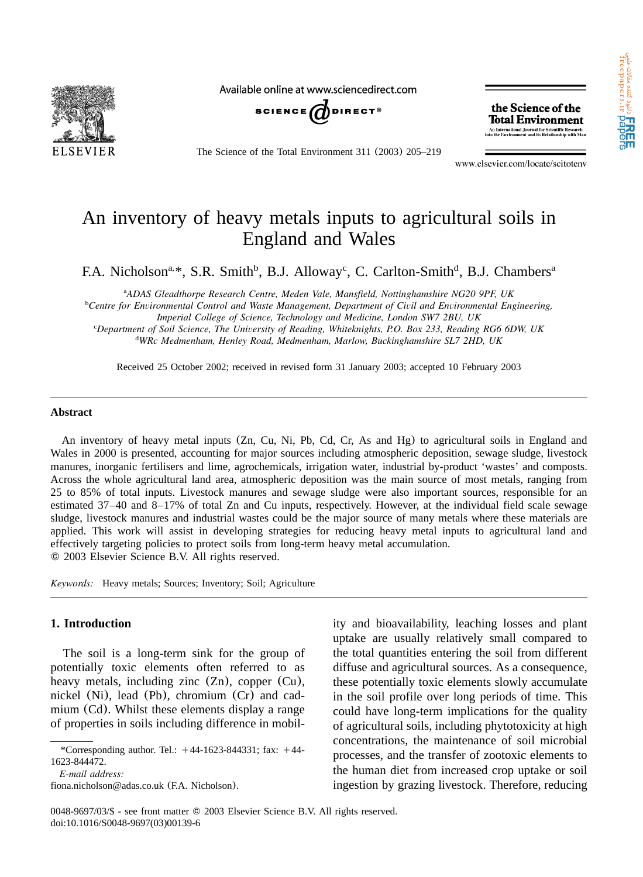# An inventory of heavy metals inputs to agricultural soils in England and Wales

F.A. Nicholson[a,*], S.R. Smith[b], B.J. Alloway[c], C. Carlton-Smith[d], B.J. Chambers[a]

[a]*ADAS Gleadthorpe Research Centre, Meden Vale, Mansfield, Nottinghamshire NG20 9PF, UK*
[b]*Centre for Environmental Control and Waste Management, Department of Civil and Environmental Engineering, Imperial College of Science, Technology and Medicine, London SW7 2BU, UK*
[c]*Department of Soil Science, The University of Reading, Whiteknights, P.O. Box 233, Reading RG6 6DW, UK*
[d]*WRc Medmenham, Henley Road, Medmenham, Marlow, Buckinghamshire SL7 2HD, UK*

Received 25 October 2002; received in revised form 31 January 2003; accepted 10 February 2003

## Abstract

An inventory of heavy metal inputs (Zn, Cu, Ni, Pb, Cd, Cr, As and Hg) to agricultural soils in England and Wales in 2000 is presented, accounting for major sources including atmospheric deposition, sewage sludge, livestock manures, inorganic fertilisers and lime, agrochemicals, irrigation water, industrial by-product 'wastes' and composts. Across the whole agricultural land area, atmospheric deposition was the main source of most metals, ranging from 25 to 85% of total inputs. Livestock manures and sewage sludge were also important sources, responsible for an estimated 37–40 and 8–17% of total Zn and Cu inputs, respectively. However, at the individual field scale sewage sludge, livestock manures and industrial wastes could be the major source of many metals where these materials are applied. This work will assist in developing strategies for reducing heavy metal inputs to agricultural land and effectively targeting policies to protect soils from long-term heavy metal accumulation.
© 2003 Elsevier Science B.V. All rights reserved.

*Keywords:* Heavy metals; Sources; Inventory; Soil; Agriculture

## 1. Introduction

The soil is a long-term sink for the group of potentially toxic elements often referred to as heavy metals, including zinc (Zn), copper (Cu), nickel (Ni), lead (Pb), chromium (Cr) and cadmium (Cd). Whilst these elements display a range of properties in soils including difference in mobility and bioavailability, leaching losses and plant uptake are usually relatively small compared to the total quantities entering the soil from different diffuse and agricultural sources. As a consequence, these potentially toxic elements slowly accumulate in the soil profile over long periods of time. This could have long-term implications for the quality of agricultural soils, including phytotoxicity at high concentrations, the maintenance of soil microbial processes, and the transfer of zootoxic elements to the human diet from increased crop uptake or soil ingestion by grazing livestock. Therefore, reducing

---

*Corresponding author. Tel.: +44-1623-844331; fax: +44-1623-844472.
*E-mail address:* fiona.nicholson@adas.co.uk (F.A. Nicholson).

0048-9697/03/$ - see front matter © 2003 Elsevier Science B.V. All rights reserved.
doi:10.1016/S0048-9697(03)00139-6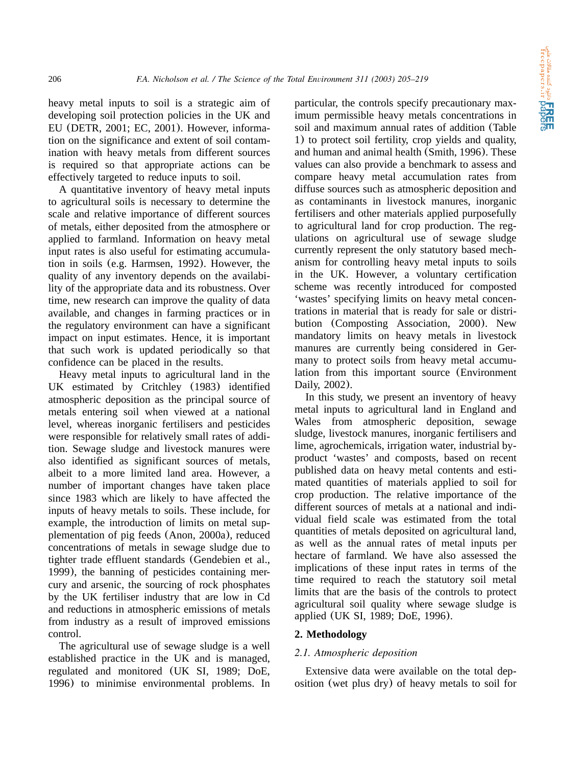heavy metal inputs to soil is a strategic aim of developing soil protection policies in the UK and EU (DETR, 2001; EC, 2001). However, information on the significance and extent of soil contamination with heavy metals from different sources is required so that appropriate actions can be effectively targeted to reduce inputs to soil.

A quantitative inventory of heavy metal inputs to agricultural soils is necessary to determine the scale and relative importance of different sources of metals, either deposited from the atmosphere or applied to farmland. Information on heavy metal input rates is also useful for estimating accumulation in soils (e.g. Harmsen, 1992). However, the quality of any inventory depends on the availability of the appropriate data and its robustness. Over time, new research can improve the quality of data available, and changes in farming practices or in the regulatory environment can have a significant impact on input estimates. Hence, it is important that such work is updated periodically so that confidence can be placed in the results.

Heavy metal inputs to agricultural land in the UK estimated by Critchley (1983) identified atmospheric deposition as the principal source of metals entering soil when viewed at a national level, whereas inorganic fertilisers and pesticides were responsible for relatively small rates of addition. Sewage sludge and livestock manures were also identified as significant sources of metals, albeit to a more limited land area. However, a number of important changes have taken place since 1983 which are likely to have affected the inputs of heavy metals to soils. These include, for example, the introduction of limits on metal supplementation of pig feeds (Anon, 2000a), reduced concentrations of metals in sewage sludge due to tighter trade effluent standards (Gendebien et al., 1999), the banning of pesticides containing mercury and arsenic, the sourcing of rock phosphates by the UK fertiliser industry that are low in Cd and reductions in atmospheric emissions of metals from industry as a result of improved emissions control.

The agricultural use of sewage sludge is a well established practice in the UK and is managed, regulated and monitored (UK SI, 1989; DoE, 1996) to minimise environmental problems. In particular, the controls specify precautionary maximum permissible heavy metals concentrations in soil and maximum annual rates of addition (Table 1) to protect soil fertility, crop yields and quality, and human and animal health (Smith, 1996). These values can also provide a benchmark to assess and compare heavy metal accumulation rates from diffuse sources such as atmospheric deposition and as contaminants in livestock manures, inorganic fertilisers and other materials applied purposefully to agricultural land for crop production. The regulations on agricultural use of sewage sludge currently represent the only statutory based mechanism for controlling heavy metal inputs to soils in the UK. However, a voluntary certification scheme was recently introduced for composted 'wastes' specifying limits on heavy metal concentrations in material that is ready for sale or distribution (Composting Association, 2000). New mandatory limits on heavy metals in livestock manures are currently being considered in Germany to protect soils from heavy metal accumulation from this important source (Environment Daily, 2002).

In this study, we present an inventory of heavy metal inputs to agricultural land in England and Wales from atmospheric deposition, sewage sludge, livestock manures, inorganic fertilisers and lime, agrochemicals, irrigation water, industrial by-product 'wastes' and composts, based on recent published data on heavy metal contents and estimated quantities of materials applied to soil for crop production. The relative importance of the different sources of metals at a national and individual field scale was estimated from the total quantities of metals deposited on agricultural land, as well as the annual rates of metal inputs per hectare of farmland. We have also assessed the implications of these input rates in terms of the time required to reach the statutory soil metal limits that are the basis of the controls to protect agricultural soil quality where sewage sludge is applied (UK SI, 1989; DoE, 1996).

## 2. Methodology

### 2.1. Atmospheric deposition

Extensive data were available on the total deposition (wet plus dry) of heavy metals to soil for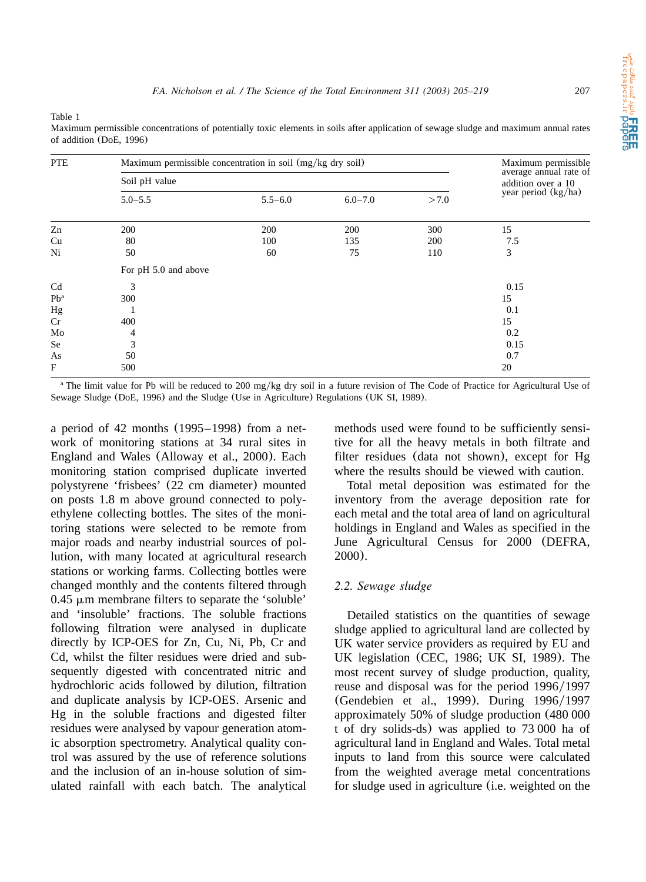Table 1
Maximum permissible concentrations of potentially toxic elements in soils after application of sewage sludge and maximum annual rates of addition (DoE, 1996)

| PTE | Maximum permissible concentration in soil (mg/kg dry soil) | | | | Maximum permissible average annual rate of addition over a 10 year period (kg/ha) |
|---|---|---|---|---|---|
| | Soil pH value | | | | |
| | 5.0–5.5 | 5.5–6.0 | 6.0–7.0 | >7.0 | |
| Zn | 200 | 200 | 200 | 300 | 15 |
| Cu | 80 | 100 | 135 | 200 | 7.5 |
| Ni | 50 | 60 | 75 | 110 | 3 |
| | For pH 5.0 and above | | | | |
| Cd | 3 | | | | 0.15 |
| Pb[a] | 300 | | | | 15 |
| Hg | 1 | | | | 0.1 |
| Cr | 400 | | | | 15 |
| Mo | 4 | | | | 0.2 |
| Se | 3 | | | | 0.15 |
| As | 50 | | | | 0.7 |
| F | 500 | | | | 20 |

[a] The limit value for Pb will be reduced to 200 mg/kg dry soil in a future revision of The Code of Practice for Agricultural Use of Sewage Sludge (DoE, 1996) and the Sludge (Use in Agriculture) Regulations (UK SI, 1989).

a period of 42 months (1995–1998) from a network of monitoring stations at 34 rural sites in England and Wales (Alloway et al., 2000). Each monitoring station comprised duplicate inverted polystyrene 'frisbees' (22 cm diameter) mounted on posts 1.8 m above ground connected to polyethylene collecting bottles. The sites of the monitoring stations were selected to be remote from major roads and nearby industrial sources of pollution, with many located at agricultural research stations or working farms. Collecting bottles were changed monthly and the contents filtered through 0.45 μm membrane filters to separate the 'soluble' and 'insoluble' fractions. The soluble fractions following filtration were analysed in duplicate directly by ICP-OES for Zn, Cu, Ni, Pb, Cr and Cd, whilst the filter residues were dried and subsequently digested with concentrated nitric and hydrochloric acids followed by dilution, filtration and duplicate analysis by ICP-OES. Arsenic and Hg in the soluble fractions and digested filter residues were analysed by vapour generation atomic absorption spectrometry. Analytical quality control was assured by the use of reference solutions and the inclusion of an in-house solution of simulated rainfall with each batch. The analytical methods used were found to be sufficiently sensitive for all the heavy metals in both filtrate and filter residues (data not shown), except for Hg where the results should be viewed with caution.

Total metal deposition was estimated for the inventory from the average deposition rate for each metal and the total area of land on agricultural holdings in England and Wales as specified in the June Agricultural Census for 2000 (DEFRA, 2000).

### 2.2. Sewage sludge

Detailed statistics on the quantities of sewage sludge applied to agricultural land are collected by UK water service providers as required by EU and UK legislation (CEC, 1986; UK SI, 1989). The most recent survey of sludge production, quality, reuse and disposal was for the period 1996/1997 (Gendebien et al., 1999). During 1996/1997 approximately 50% of sludge production (480 000 t of dry solids-ds) was applied to 73 000 ha of agricultural land in England and Wales. Total metal inputs to land from this source were calculated from the weighted average metal concentrations for sludge used in agriculture (i.e. weighted on the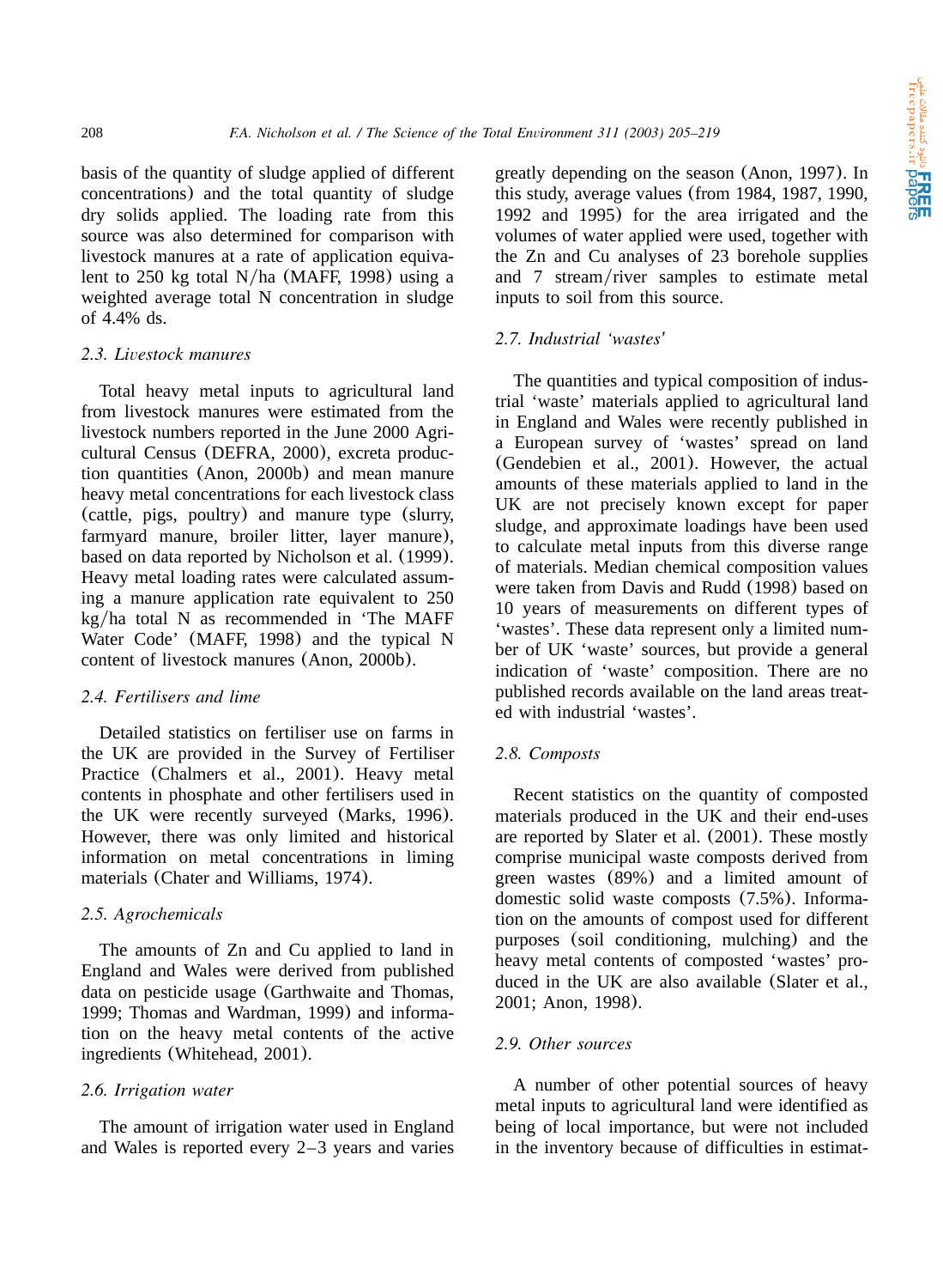basis of the quantity of sludge applied of different concentrations) and the total quantity of sludge dry solids applied. The loading rate from this source was also determined for comparison with livestock manures at a rate of application equivalent to 250 kg total N/ha (MAFF, 1998) using a weighted average total N concentration in sludge of 4.4% ds.

### 2.3. *Livestock manures*

Total heavy metal inputs to agricultural land from livestock manures were estimated from the livestock numbers reported in the June 2000 Agricultural Census (DEFRA, 2000), excreta production quantities (Anon, 2000b) and mean manure heavy metal concentrations for each livestock class (cattle, pigs, poultry) and manure type (slurry, farmyard manure, broiler litter, layer manure), based on data reported by Nicholson et al. (1999). Heavy metal loading rates were calculated assuming a manure application rate equivalent to 250 kg/ha total N as recommended in 'The MAFF Water Code' (MAFF, 1998) and the typical N content of livestock manures (Anon, 2000b).

### 2.4. *Fertilisers and lime*

Detailed statistics on fertiliser use on farms in the UK are provided in the Survey of Fertiliser Practice (Chalmers et al., 2001). Heavy metal contents in phosphate and other fertilisers used in the UK were recently surveyed (Marks, 1996). However, there was only limited and historical information on metal concentrations in liming materials (Chater and Williams, 1974).

### 2.5. *Agrochemicals*

The amounts of Zn and Cu applied to land in England and Wales were derived from published data on pesticide usage (Garthwaite and Thomas, 1999; Thomas and Wardman, 1999) and information on the heavy metal contents of the active ingredients (Whitehead, 2001).

### 2.6. *Irrigation water*

The amount of irrigation water used in England and Wales is reported every 2–3 years and varies greatly depending on the season (Anon, 1997). In this study, average values (from 1984, 1987, 1990, 1992 and 1995) for the area irrigated and the volumes of water applied were used, together with the Zn and Cu analyses of 23 borehole supplies and 7 stream/river samples to estimate metal inputs to soil from this source.

### 2.7. *Industrial 'wastes'*

The quantities and typical composition of industrial 'waste' materials applied to agricultural land in England and Wales were recently published in a European survey of 'wastes' spread on land (Gendebien et al., 2001). However, the actual amounts of these materials applied to land in the UK are not precisely known except for paper sludge, and approximate loadings have been used to calculate metal inputs from this diverse range of materials. Median chemical composition values were taken from Davis and Rudd (1998) based on 10 years of measurements on different types of 'wastes'. These data represent only a limited number of UK 'waste' sources, but provide a general indication of 'waste' composition. There are no published records available on the land areas treated with industrial 'wastes'.

### 2.8. *Composts*

Recent statistics on the quantity of composted materials produced in the UK and their end-uses are reported by Slater et al. (2001). These mostly comprise municipal waste composts derived from green wastes (89%) and a limited amount of domestic solid waste composts (7.5%). Information on the amounts of compost used for different purposes (soil conditioning, mulching) and the heavy metal contents of composted 'wastes' produced in the UK are also available (Slater et al., 2001; Anon, 1998).

### 2.9. *Other sources*

A number of other potential sources of heavy metal inputs to agricultural land were identified as being of local importance, but were not included in the inventory because of difficulties in estimat-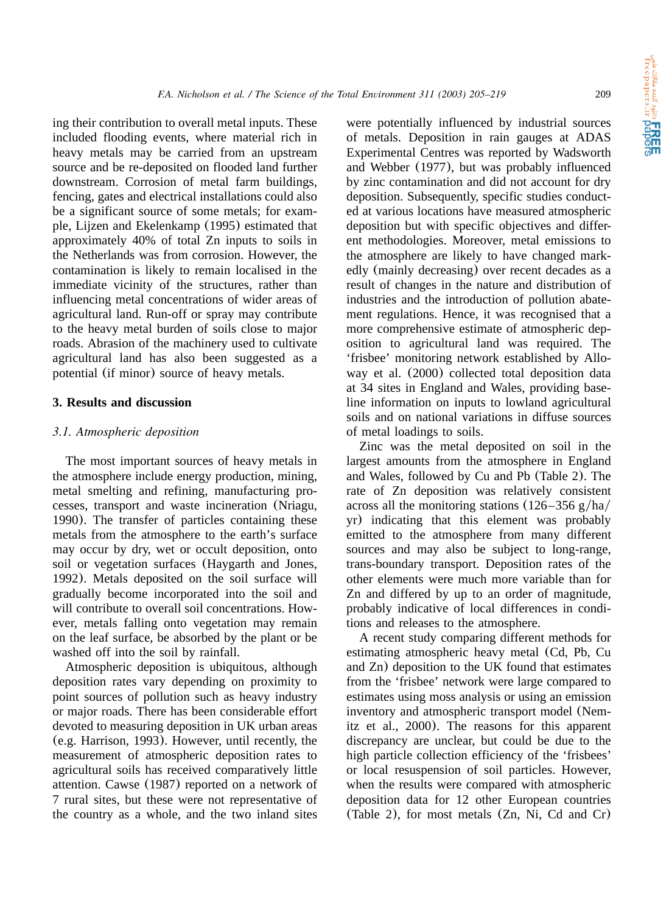ing their contribution to overall metal inputs. These included flooding events, where material rich in heavy metals may be carried from an upstream source and be re-deposited on flooded land further downstream. Corrosion of metal farm buildings, fencing, gates and electrical installations could also be a significant source of some metals; for example, Lijzen and Ekelenkamp (1995) estimated that approximately 40% of total Zn inputs to soils in the Netherlands was from corrosion. However, the contamination is likely to remain localised in the immediate vicinity of the structures, rather than influencing metal concentrations of wider areas of agricultural land. Run-off or spray may contribute to the heavy metal burden of soils close to major roads. Abrasion of the machinery used to cultivate agricultural land has also been suggested as a potential (if minor) source of heavy metals.

## 3. Results and discussion

### *3.1. Atmospheric deposition*

The most important sources of heavy metals in the atmosphere include energy production, mining, metal smelting and refining, manufacturing processes, transport and waste incineration (Nriagu, 1990). The transfer of particles containing these metals from the atmosphere to the earth's surface may occur by dry, wet or occult deposition, onto soil or vegetation surfaces (Haygarth and Jones, 1992). Metals deposited on the soil surface will gradually become incorporated into the soil and will contribute to overall soil concentrations. However, metals falling onto vegetation may remain on the leaf surface, be absorbed by the plant or be washed off into the soil by rainfall.

Atmospheric deposition is ubiquitous, although deposition rates vary depending on proximity to point sources of pollution such as heavy industry or major roads. There has been considerable effort devoted to measuring deposition in UK urban areas (e.g. Harrison, 1993). However, until recently, the measurement of atmospheric deposition rates to agricultural soils has received comparatively little attention. Cawse (1987) reported on a network of 7 rural sites, but these were not representative of the country as a whole, and the two inland sites were potentially influenced by industrial sources of metals. Deposition in rain gauges at ADAS Experimental Centres was reported by Wadsworth and Webber (1977), but was probably influenced by zinc contamination and did not account for dry deposition. Subsequently, specific studies conducted at various locations have measured atmospheric deposition but with specific objectives and different methodologies. Moreover, metal emissions to the atmosphere are likely to have changed markedly (mainly decreasing) over recent decades as a result of changes in the nature and distribution of industries and the introduction of pollution abatement regulations. Hence, it was recognised that a more comprehensive estimate of atmospheric deposition to agricultural land was required. The 'frisbee' monitoring network established by Alloway et al. (2000) collected total deposition data at 34 sites in England and Wales, providing baseline information on inputs to lowland agricultural soils and on national variations in diffuse sources of metal loadings to soils.

Zinc was the metal deposited on soil in the largest amounts from the atmosphere in England and Wales, followed by Cu and Pb (Table 2). The rate of Zn deposition was relatively consistent across all the monitoring stations (126–356 g/ha/yr) indicating that this element was probably emitted to the atmosphere from many different sources and may also be subject to long-range, trans-boundary transport. Deposition rates of the other elements were much more variable than for Zn and differed by up to an order of magnitude, probably indicative of local differences in conditions and releases to the atmosphere.

A recent study comparing different methods for estimating atmospheric heavy metal (Cd, Pb, Cu and Zn) deposition to the UK found that estimates from the 'frisbee' network were large compared to estimates using moss analysis or using an emission inventory and atmospheric transport model (Nemitz et al., 2000). The reasons for this apparent discrepancy are unclear, but could be due to the high particle collection efficiency of the 'frisbees' or local resuspension of soil particles. However, when the results were compared with atmospheric deposition data for 12 other European countries (Table 2), for most metals (Zn, Ni, Cd and Cr)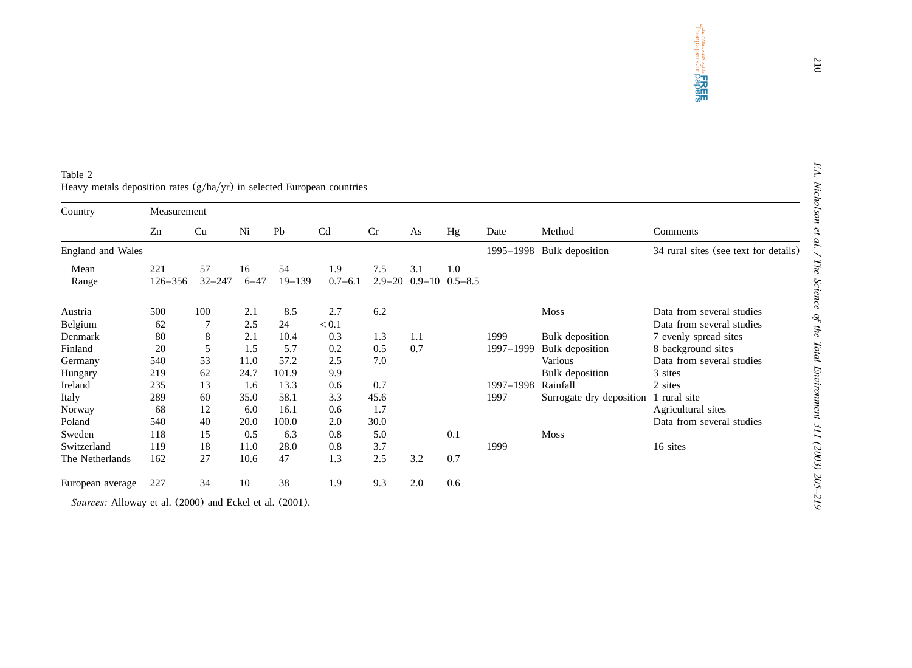Table 2
Heavy metals deposition rates (g/ha/yr) in selected European countries

| Country | Measurement | | | | | | | | | | |
|---|---|---|---|---|---|---|---|---|---|---|---|
| | Zn | Cu | Ni | Pb | Cd | Cr | As | Hg | Date | Method | Comments |
| England and Wales | | | | | | | | | 1995–1998 | Bulk deposition | 34 rural sites (see text for details) |
| Mean | 221 | 57 | 16 | 54 | 1.9 | 7.5 | 3.1 | 1.0 | | | |
| Range | 126–356 | 32–247 | 6–47 | 19–139 | 0.7–6.1 | 2.9–20 | 0.9–10 | 0.5–8.5 | | | |
| Austria | 500 | 100 | 2.1 | 8.5 | 2.7 | 6.2 | | | | Moss | Data from several studies |
| Belgium | 62 | 7 | 2.5 | 24 | <0.1 | | | | | | Data from several studies |
| Denmark | 80 | 8 | 2.1 | 10.4 | 0.3 | 1.3 | 1.1 | | 1999 | Bulk deposition | 7 evenly spread sites |
| Finland | 20 | 5 | 1.5 | 5.7 | 0.2 | 0.5 | 0.7 | | 1997–1999 | Bulk deposition | 8 background sites |
| Germany | 540 | 53 | 11.0 | 57.2 | 2.5 | 7.0 | | | | Various | Data from several studies |
| Hungary | 219 | 62 | 24.7 | 101.9 | 9.9 | | | | | Bulk deposition | 3 sites |
| Ireland | 235 | 13 | 1.6 | 13.3 | 0.6 | 0.7 | | | 1997–1998 | Rainfall | 2 sites |
| Italy | 289 | 60 | 35.0 | 58.1 | 3.3 | 45.6 | | | 1997 | Surrogate dry deposition | 1 rural site |
| Norway | 68 | 12 | 6.0 | 16.1 | 0.6 | 1.7 | | | | | Agricultural sites |
| Poland | 540 | 40 | 20.0 | 100.0 | 2.0 | 30.0 | | | | | Data from several studies |
| Sweden | 118 | 15 | 0.5 | 6.3 | 0.8 | 5.0 | | 0.1 | | Moss | |
| Switzerland | 119 | 18 | 11.0 | 28.0 | 0.8 | 3.7 | | | 1999 | | 16 sites |
| The Netherlands | 162 | 27 | 10.6 | 47 | 1.3 | 2.5 | 3.2 | 0.7 | | | |
| European average | 227 | 34 | 10 | 38 | 1.9 | 9.3 | 2.0 | 0.6 | | | |

*Sources:* Alloway et al. (2000) and Eckel et al. (2001).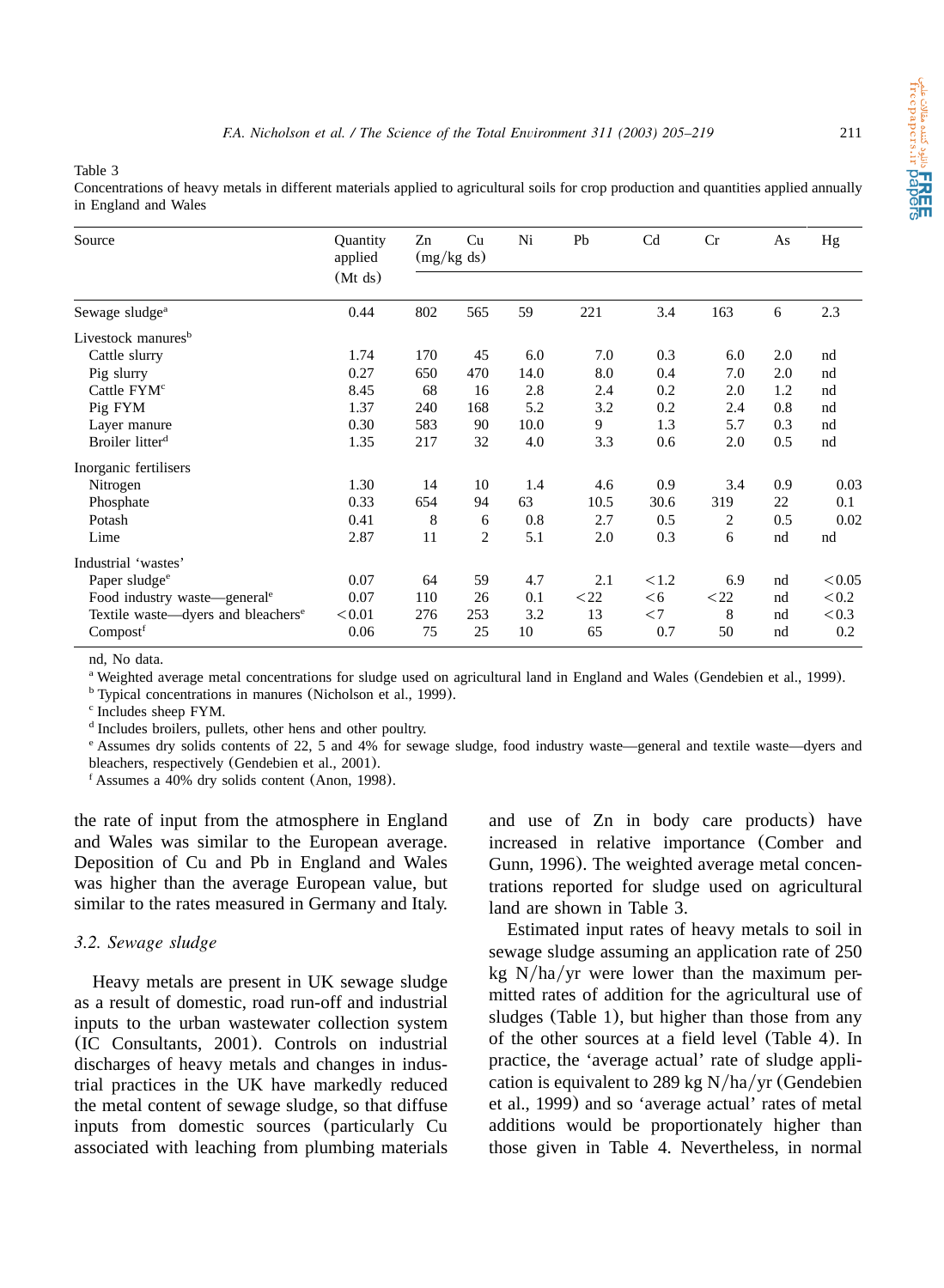Table 3
Concentrations of heavy metals in different materials applied to agricultural soils for crop production and quantities applied annually in England and Wales

| Source | Quantity applied (Mt ds) | Zn (mg/kg ds) | Cu | Ni | Pb | Cd | Cr | As | Hg |
|---|---|---|---|---|---|---|---|---|---|
| Sewage sludge[a] | 0.44 | 802 | 565 | 59 | 221 | 3.4 | 163 | 6 | 2.3 |
| Livestock manures[b] | | | | | | | | | |
| Cattle slurry | 1.74 | 170 | 45 | 6.0 | 7.0 | 0.3 | 6.0 | 2.0 | nd |
| Pig slurry | 0.27 | 650 | 470 | 14.0 | 8.0 | 0.4 | 7.0 | 2.0 | nd |
| Cattle FYM[c] | 8.45 | 68 | 16 | 2.8 | 2.4 | 0.2 | 2.0 | 1.2 | nd |
| Pig FYM | 1.37 | 240 | 168 | 5.2 | 3.2 | 0.2 | 2.4 | 0.8 | nd |
| Layer manure | 0.30 | 583 | 90 | 10.0 | 9 | 1.3 | 5.7 | 0.3 | nd |
| Broiler litter[d] | 1.35 | 217 | 32 | 4.0 | 3.3 | 0.6 | 2.0 | 0.5 | nd |
| Inorganic fertilisers | | | | | | | | | |
| Nitrogen | 1.30 | 14 | 10 | 1.4 | 4.6 | 0.9 | 3.4 | 0.9 | 0.03 |
| Phosphate | 0.33 | 654 | 94 | 63 | 10.5 | 30.6 | 319 | 22 | 0.1 |
| Potash | 0.41 | 8 | 6 | 0.8 | 2.7 | 0.5 | 2 | 0.5 | 0.02 |
| Lime | 2.87 | 11 | 2 | 5.1 | 2.0 | 0.3 | 6 | nd | nd |
| Industrial 'wastes' | | | | | | | | | |
| Paper sludge[e] | 0.07 | 64 | 59 | 4.7 | 2.1 | <1.2 | 6.9 | nd | <0.05 |
| Food industry waste—general[e] | 0.07 | 110 | 26 | 0.1 | <22 | <6 | <22 | nd | <0.2 |
| Textile waste—dyers and bleachers[e] | <0.01 | 276 | 253 | 3.2 | 13 | <7 | 8 | nd | <0.3 |
| Compost[f] | 0.06 | 75 | 25 | 10 | 65 | 0.7 | 50 | nd | 0.2 |

nd, No data.
[a] Weighted average metal concentrations for sludge used on agricultural land in England and Wales (Gendebien et al., 1999).
[b] Typical concentrations in manures (Nicholson et al., 1999).
[c] Includes sheep FYM.
[d] Includes broilers, pullets, other hens and other poultry.
[e] Assumes dry solids contents of 22, 5 and 4% for sewage sludge, food industry waste—general and textile waste—dyers and bleachers, respectively (Gendebien et al., 2001).
[f] Assumes a 40% dry solids content (Anon, 1998).

the rate of input from the atmosphere in England and Wales was similar to the European average. Deposition of Cu and Pb in England and Wales was higher than the average European value, but similar to the rates measured in Germany and Italy.

### 3.2. Sewage sludge

Heavy metals are present in UK sewage sludge as a result of domestic, road run-off and industrial inputs to the urban wastewater collection system (IC Consultants, 2001). Controls on industrial discharges of heavy metals and changes in industrial practices in the UK have markedly reduced the metal content of sewage sludge, so that diffuse inputs from domestic sources (particularly Cu associated with leaching from plumbing materials and use of Zn in body care products) have increased in relative importance (Comber and Gunn, 1996). The weighted average metal concentrations reported for sludge used on agricultural land are shown in Table 3.

Estimated input rates of heavy metals to soil in sewage sludge assuming an application rate of 250 kg N/ha/yr were lower than the maximum permitted rates of addition for the agricultural use of sludges (Table 1), but higher than those from any of the other sources at a field level (Table 4). In practice, the 'average actual' rate of sludge application is equivalent to 289 kg N/ha/yr (Gendebien et al., 1999) and so 'average actual' rates of metal additions would be proportionately higher than those given in Table 4. Nevertheless, in normal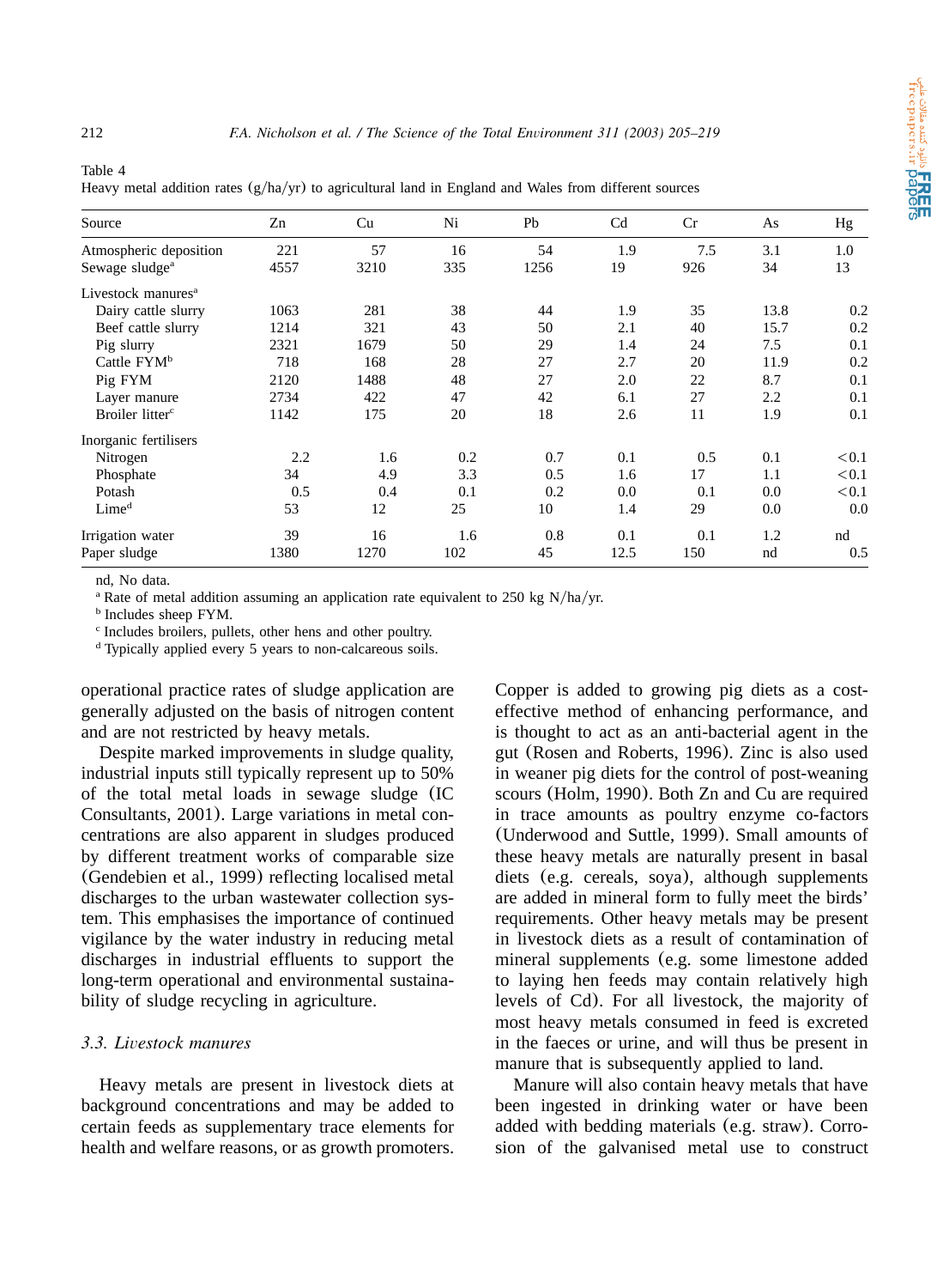Table 4
Heavy metal addition rates (g/ha/yr) to agricultural land in England and Wales from different sources

| Source | Zn | Cu | Ni | Pb | Cd | Cr | As | Hg |
|---|---|---|---|---|---|---|---|---|
| Atmospheric deposition | 221 | 57 | 16 | 54 | 1.9 | 7.5 | 3.1 | 1.0 |
| Sewage sludge[a] | 4557 | 3210 | 335 | 1256 | 19 | 926 | 34 | 13 |
| Livestock manures[a] | | | | | | | | |
| Dairy cattle slurry | 1063 | 281 | 38 | 44 | 1.9 | 35 | 13.8 | 0.2 |
| Beef cattle slurry | 1214 | 321 | 43 | 50 | 2.1 | 40 | 15.7 | 0.2 |
| Pig slurry | 2321 | 1679 | 50 | 29 | 1.4 | 24 | 7.5 | 0.1 |
| Cattle FYM[b] | 718 | 168 | 28 | 27 | 2.7 | 20 | 11.9 | 0.2 |
| Pig FYM | 2120 | 1488 | 48 | 27 | 2.0 | 22 | 8.7 | 0.1 |
| Layer manure | 2734 | 422 | 47 | 42 | 6.1 | 27 | 2.2 | 0.1 |
| Broiler litter[c] | 1142 | 175 | 20 | 18 | 2.6 | 11 | 1.9 | 0.1 |
| Inorganic fertilisers | | | | | | | | |
| Nitrogen | 2.2 | 1.6 | 0.2 | 0.7 | 0.1 | 0.5 | 0.1 | <0.1 |
| Phosphate | 34 | 4.9 | 3.3 | 0.5 | 1.6 | 17 | 1.1 | <0.1 |
| Potash | 0.5 | 0.4 | 0.1 | 0.2 | 0.0 | 0.1 | 0.0 | <0.1 |
| Lime[d] | 53 | 12 | 25 | 10 | 1.4 | 29 | 0.0 | 0.0 |
| Irrigation water | 39 | 16 | 1.6 | 0.8 | 0.1 | 0.1 | 1.2 | nd |
| Paper sludge | 1380 | 1270 | 102 | 45 | 12.5 | 150 | nd | 0.5 |

nd, No data.
[a] Rate of metal addition assuming an application rate equivalent to 250 kg N/ha/yr.
[b] Includes sheep FYM.
[c] Includes broilers, pullets, other hens and other poultry.
[d] Typically applied every 5 years to non-calcareous soils.

operational practice rates of sludge application are generally adjusted on the basis of nitrogen content and are not restricted by heavy metals.

Despite marked improvements in sludge quality, industrial inputs still typically represent up to 50% of the total metal loads in sewage sludge (IC Consultants, 2001). Large variations in metal concentrations are also apparent in sludges produced by different treatment works of comparable size (Gendebien et al., 1999) reflecting localised metal discharges to the urban wastewater collection system. This emphasises the importance of continued vigilance by the water industry in reducing metal discharges in industrial effluents to support the long-term operational and environmental sustainability of sludge recycling in agriculture.

### *3.3. Livestock manures*

Heavy metals are present in livestock diets at background concentrations and may be added to certain feeds as supplementary trace elements for health and welfare reasons, or as growth promoters. Copper is added to growing pig diets as a cost-effective method of enhancing performance, and is thought to act as an anti-bacterial agent in the gut (Rosen and Roberts, 1996). Zinc is also used in weaner pig diets for the control of post-weaning scours (Holm, 1990). Both Zn and Cu are required in trace amounts as poultry enzyme co-factors (Underwood and Suttle, 1999). Small amounts of these heavy metals are naturally present in basal diets (e.g. cereals, soya), although supplements are added in mineral form to fully meet the birds' requirements. Other heavy metals may be present in livestock diets as a result of contamination of mineral supplements (e.g. some limestone added to laying hen feeds may contain relatively high levels of Cd). For all livestock, the majority of most heavy metals consumed in feed is excreted in the faeces or urine, and will thus be present in manure that is subsequently applied to land.

Manure will also contain heavy metals that have been ingested in drinking water or have been added with bedding materials (e.g. straw). Corrosion of the galvanised metal use to construct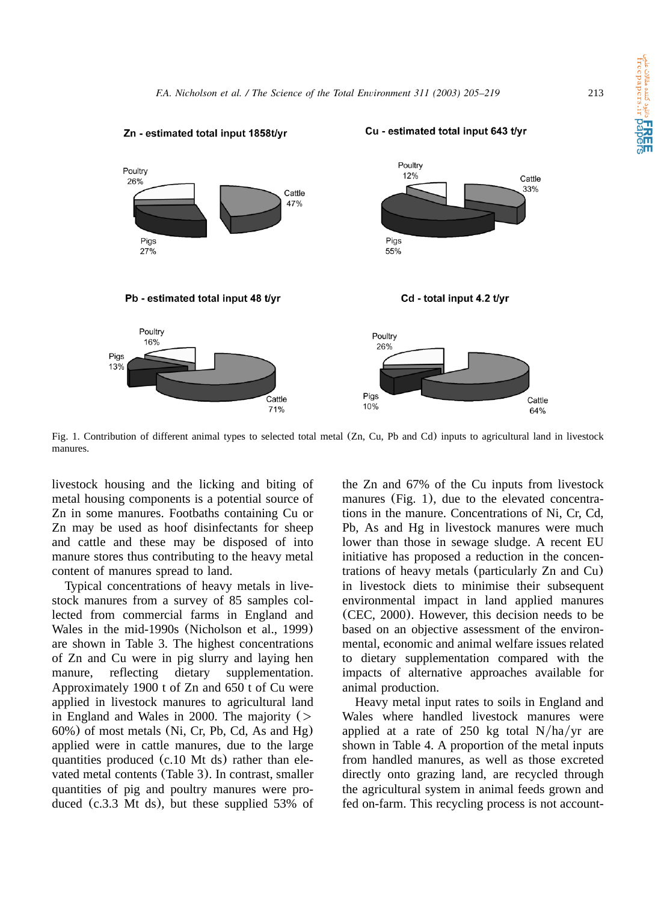Fig. 1. Contribution of different animal types to selected total metal (Zn, Cu, Pb and Cd) inputs to agricultural land in livestock manures.

livestock housing and the licking and biting of metal housing components is a potential source of Zn in some manures. Footbaths containing Cu or Zn may be used as hoof disinfectants for sheep and cattle and these may be disposed of into manure stores thus contributing to the heavy metal content of manures spread to land.

Typical concentrations of heavy metals in livestock manures from a survey of 85 samples collected from commercial farms in England and Wales in the mid-1990s (Nicholson et al., 1999) are shown in Table 3. The highest concentrations of Zn and Cu were in pig slurry and laying hen manure, reflecting dietary supplementation. Approximately 1900 t of Zn and 650 t of Cu were applied in livestock manures to agricultural land in England and Wales in 2000. The majority (> 60%) of most metals (Ni, Cr, Pb, Cd, As and Hg) applied were in cattle manures, due to the large quantities produced (c.10 Mt ds) rather than elevated metal contents (Table 3). In contrast, smaller quantities of pig and poultry manures were produced (c.3.3 Mt ds), but these supplied 53% of the Zn and 67% of the Cu inputs from livestock manures (Fig. 1), due to the elevated concentrations in the manure. Concentrations of Ni, Cr, Cd, Pb, As and Hg in livestock manures were much lower than those in sewage sludge. A recent EU initiative has proposed a reduction in the concentrations of heavy metals (particularly Zn and Cu) in livestock diets to minimise their subsequent environmental impact in land applied manures (CEC, 2000). However, this decision needs to be based on an objective assessment of the environmental, economic and animal welfare issues related to dietary supplementation compared with the impacts of alternative approaches available for animal production.

Heavy metal input rates to soils in England and Wales where handled livestock manures were applied at a rate of 250 kg total N/ha/yr are shown in Table 4. A proportion of the metal inputs from handled manures, as well as those excreted directly onto grazing land, are recycled through the agricultural system in animal feeds grown and fed on-farm. This recycling process is not account-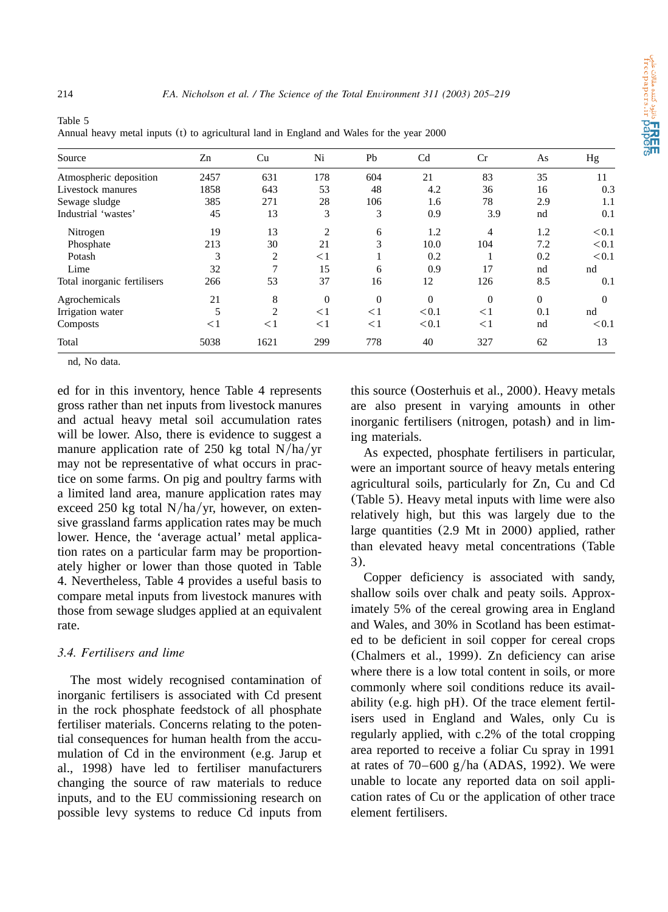Table 5
Annual heavy metal inputs (t) to agricultural land in England and Wales for the year 2000

| Source | Zn | Cu | Ni | Pb | Cd | Cr | As | Hg |
|---|---|---|---|---|---|---|---|---|
| Atmospheric deposition | 2457 | 631 | 178 | 604 | 21 | 83 | 35 | 11 |
| Livestock manures | 1858 | 643 | 53 | 48 | 4.2 | 36 | 16 | 0.3 |
| Sewage sludge | 385 | 271 | 28 | 106 | 1.6 | 78 | 2.9 | 1.1 |
| Industrial 'wastes' | 45 | 13 | 3 | 3 | 0.9 | 3.9 | nd | 0.1 |
| Nitrogen | 19 | 13 | 2 | 6 | 1.2 | 4 | 1.2 | <0.1 |
| Phosphate | 213 | 30 | 21 | 3 | 10.0 | 104 | 7.2 | <0.1 |
| Potash | 3 | 2 | <1 | 1 | 0.2 | 1 | 0.2 | <0.1 |
| Lime | 32 | 7 | 15 | 6 | 0.9 | 17 | nd | nd |
| Total inorganic fertilisers | 266 | 53 | 37 | 16 | 12 | 126 | 8.5 | 0.1 |
| Agrochemicals | 21 | 8 | 0 | 0 | 0 | 0 | 0 | 0 |
| Irrigation water | 5 | 2 | <1 | <1 | <0.1 | <1 | 0.1 | nd |
| Composts | <1 | <1 | <1 | <1 | <0.1 | <1 | nd | <0.1 |
| Total | 5038 | 1621 | 299 | 778 | 40 | 327 | 62 | 13 |

nd, No data.

ed for in this inventory, hence Table 4 represents gross rather than net inputs from livestock manures and actual heavy metal soil accumulation rates will be lower. Also, there is evidence to suggest a manure application rate of 250 kg total N/ha/yr may not be representative of what occurs in practice on some farms. On pig and poultry farms with a limited land area, manure application rates may exceed 250 kg total N/ha/yr, however, on extensive grassland farms application rates may be much lower. Hence, the 'average actual' metal application rates on a particular farm may be proportionately higher or lower than those quoted in Table 4. Nevertheless, Table 4 provides a useful basis to compare metal inputs from livestock manures with those from sewage sludges applied at an equivalent rate.

### 3.4. Fertilisers and lime

The most widely recognised contamination of inorganic fertilisers is associated with Cd present in the rock phosphate feedstock of all phosphate fertiliser materials. Concerns relating to the potential consequences for human health from the accumulation of Cd in the environment (e.g. Jarup et al., 1998) have led to fertiliser manufacturers changing the source of raw materials to reduce inputs, and to the EU commissioning research on possible levy systems to reduce Cd inputs from this source (Oosterhuis et al., 2000). Heavy metals are also present in varying amounts in other inorganic fertilisers (nitrogen, potash) and in liming materials.

As expected, phosphate fertilisers in particular, were an important source of heavy metals entering agricultural soils, particularly for Zn, Cu and Cd (Table 5). Heavy metal inputs with lime were also relatively high, but this was largely due to the large quantities (2.9 Mt in 2000) applied, rather than elevated heavy metal concentrations (Table 3).

Copper deficiency is associated with sandy, shallow soils over chalk and peaty soils. Approximately 5% of the cereal growing area in England and Wales, and 30% in Scotland has been estimated to be deficient in soil copper for cereal crops (Chalmers et al., 1999). Zn deficiency can arise where there is a low total content in soils, or more commonly where soil conditions reduce its availability (e.g. high pH). Of the trace element fertilisers used in England and Wales, only Cu is regularly applied, with c.2% of the total cropping area reported to receive a foliar Cu spray in 1991 at rates of 70–600 g/ha (ADAS, 1992). We were unable to locate any reported data on soil application rates of Cu or the application of other trace element fertilisers.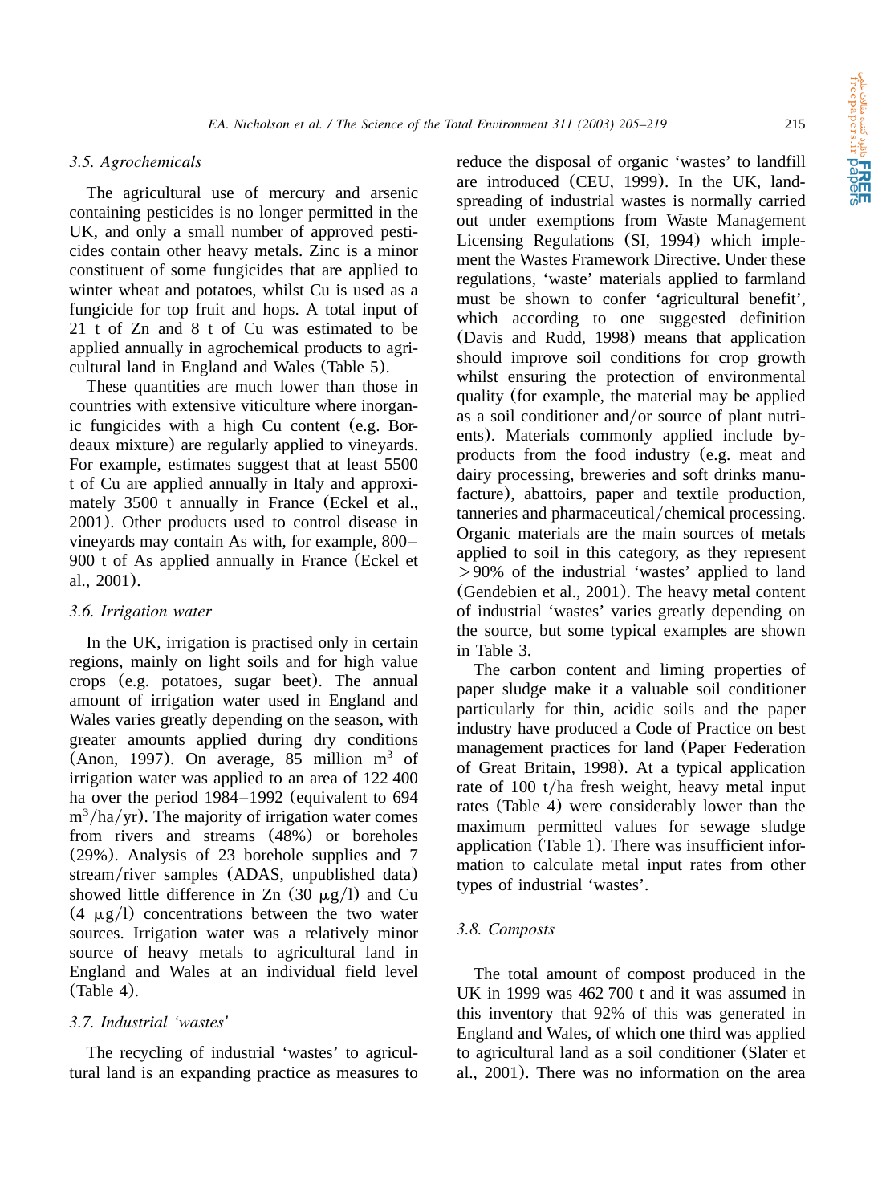### 3.5. Agrochemicals

The agricultural use of mercury and arsenic containing pesticides is no longer permitted in the UK, and only a small number of approved pesticides contain other heavy metals. Zinc is a minor constituent of some fungicides that are applied to winter wheat and potatoes, whilst Cu is used as a fungicide for top fruit and hops. A total input of 21 t of Zn and 8 t of Cu was estimated to be applied annually in agrochemical products to agricultural land in England and Wales (Table 5).

These quantities are much lower than those in countries with extensive viticulture where inorganic fungicides with a high Cu content (e.g. Bordeaux mixture) are regularly applied to vineyards. For example, estimates suggest that at least 5500 t of Cu are applied annually in Italy and approximately 3500 t annually in France (Eckel et al., 2001). Other products used to control disease in vineyards may contain As with, for example, 800–900 t of As applied annually in France (Eckel et al., 2001).

### 3.6. Irrigation water

In the UK, irrigation is practised only in certain regions, mainly on light soils and for high value crops (e.g. potatoes, sugar beet). The annual amount of irrigation water used in England and Wales varies greatly depending on the season, with greater amounts applied during dry conditions (Anon, 1997). On average, 85 million $m^3$ of irrigation water was applied to an area of 122 400 ha over the period 1984–1992 (equivalent to 694 $m^3$/ha/yr). The majority of irrigation water comes from rivers and streams (48%) or boreholes (29%). Analysis of 23 borehole supplies and 7 stream/river samples (ADAS, unpublished data) showed little difference in Zn (30 $\mu$g/l) and Cu (4 $\mu$g/l) concentrations between the two water sources. Irrigation water was a relatively minor source of heavy metals to agricultural land in England and Wales at an individual field level (Table 4).

### 3.7. Industrial 'wastes'

The recycling of industrial 'wastes' to agricultural land is an expanding practice as measures to reduce the disposal of organic 'wastes' to landfill are introduced (CEU, 1999). In the UK, landspreading of industrial wastes is normally carried out under exemptions from Waste Management Licensing Regulations (SI, 1994) which implement the Wastes Framework Directive. Under these regulations, 'waste' materials applied to farmland must be shown to confer 'agricultural benefit', which according to one suggested definition (Davis and Rudd, 1998) means that application should improve soil conditions for crop growth whilst ensuring the protection of environmental quality (for example, the material may be applied as a soil conditioner and/or source of plant nutrients). Materials commonly applied include by-products from the food industry (e.g. meat and dairy processing, breweries and soft drinks manufacture), abattoirs, paper and textile production, tanneries and pharmaceutical/chemical processing. Organic materials are the main sources of metals applied to soil in this category, as they represent >90% of the industrial 'wastes' applied to land (Gendebien et al., 2001). The heavy metal content of industrial 'wastes' varies greatly depending on the source, but some typical examples are shown in Table 3.

The carbon content and liming properties of paper sludge make it a valuable soil conditioner particularly for thin, acidic soils and the paper industry have produced a Code of Practice on best management practices for land (Paper Federation of Great Britain, 1998). At a typical application rate of 100 t/ha fresh weight, heavy metal input rates (Table 4) were considerably lower than the maximum permitted values for sewage sludge application (Table 1). There was insufficient information to calculate metal input rates from other types of industrial 'wastes'.

### 3.8. Composts

The total amount of compost produced in the UK in 1999 was 462 700 t and it was assumed in this inventory that 92% of this was generated in England and Wales, of which one third was applied to agricultural land as a soil conditioner (Slater et al., 2001). There was no information on the area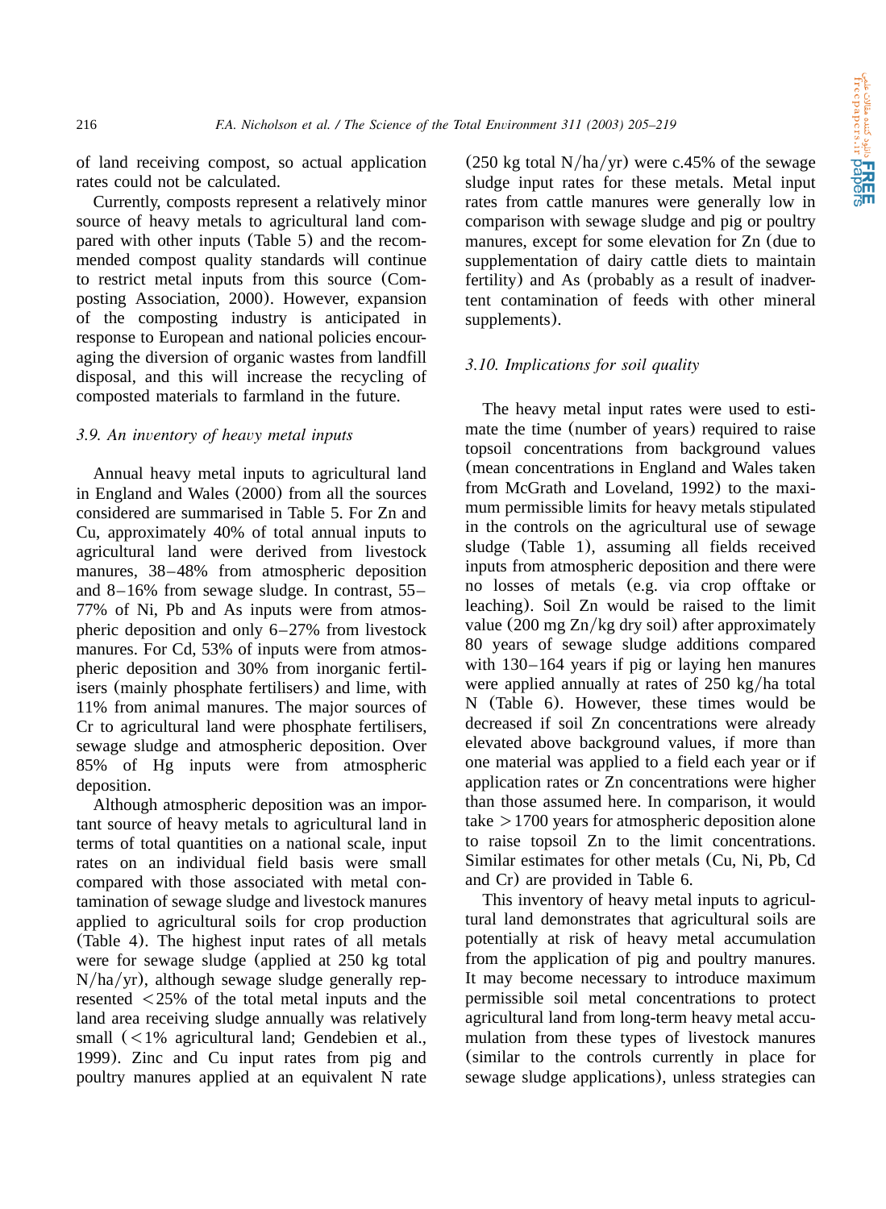of land receiving compost, so actual application rates could not be calculated.

Currently, composts represent a relatively minor source of heavy metals to agricultural land compared with other inputs (Table 5) and the recommended compost quality standards will continue to restrict metal inputs from this source (Composting Association, 2000). However, expansion of the composting industry is anticipated in response to European and national policies encouraging the diversion of organic wastes from landfill disposal, and this will increase the recycling of composted materials to farmland in the future.

### *3.9. An inventory of heavy metal inputs*

Annual heavy metal inputs to agricultural land in England and Wales (2000) from all the sources considered are summarised in Table 5. For Zn and Cu, approximately 40% of total annual inputs to agricultural land were derived from livestock manures, 38–48% from atmospheric deposition and 8–16% from sewage sludge. In contrast, 55–77% of Ni, Pb and As inputs were from atmospheric deposition and only 6–27% from livestock manures. For Cd, 53% of inputs were from atmospheric deposition and 30% from inorganic fertilisers (mainly phosphate fertilisers) and lime, with 11% from animal manures. The major sources of Cr to agricultural land were phosphate fertilisers, sewage sludge and atmospheric deposition. Over 85% of Hg inputs were from atmospheric deposition.

Although atmospheric deposition was an important source of heavy metals to agricultural land in terms of total quantities on a national scale, input rates on an individual field basis were small compared with those associated with metal contamination of sewage sludge and livestock manures applied to agricultural soils for crop production (Table 4). The highest input rates of all metals were for sewage sludge (applied at 250 kg total N/ha/yr), although sewage sludge generally represented <25% of the total metal inputs and the land area receiving sludge annually was relatively small (<1% agricultural land; Gendebien et al., 1999). Zinc and Cu input rates from pig and poultry manures applied at an equivalent N rate (250 kg total N/ha/yr) were c.45% of the sewage sludge input rates for these metals. Metal input rates from cattle manures were generally low in comparison with sewage sludge and pig or poultry manures, except for some elevation for Zn (due to supplementation of dairy cattle diets to maintain fertility) and As (probably as a result of inadvertent contamination of feeds with other mineral supplements).

### *3.10. Implications for soil quality*

The heavy metal input rates were used to estimate the time (number of years) required to raise topsoil concentrations from background values (mean concentrations in England and Wales taken from McGrath and Loveland, 1992) to the maximum permissible limits for heavy metals stipulated in the controls on the agricultural use of sewage sludge (Table 1), assuming all fields received inputs from atmospheric deposition and there were no losses of metals (e.g. via crop offtake or leaching). Soil Zn would be raised to the limit value (200 mg Zn/kg dry soil) after approximately 80 years of sewage sludge additions compared with 130–164 years if pig or laying hen manures were applied annually at rates of 250 kg/ha total N (Table 6). However, these times would be decreased if soil Zn concentrations were already elevated above background values, if more than one material was applied to a field each year or if application rates or Zn concentrations were higher than those assumed here. In comparison, it would take >1700 years for atmospheric deposition alone to raise topsoil Zn to the limit concentrations. Similar estimates for other metals (Cu, Ni, Pb, Cd and Cr) are provided in Table 6.

This inventory of heavy metal inputs to agricultural land demonstrates that agricultural soils are potentially at risk of heavy metal accumulation from the application of pig and poultry manures. It may become necessary to introduce maximum permissible soil metal concentrations to protect agricultural land from long-term heavy metal accumulation from these types of livestock manures (similar to the controls currently in place for sewage sludge applications), unless strategies can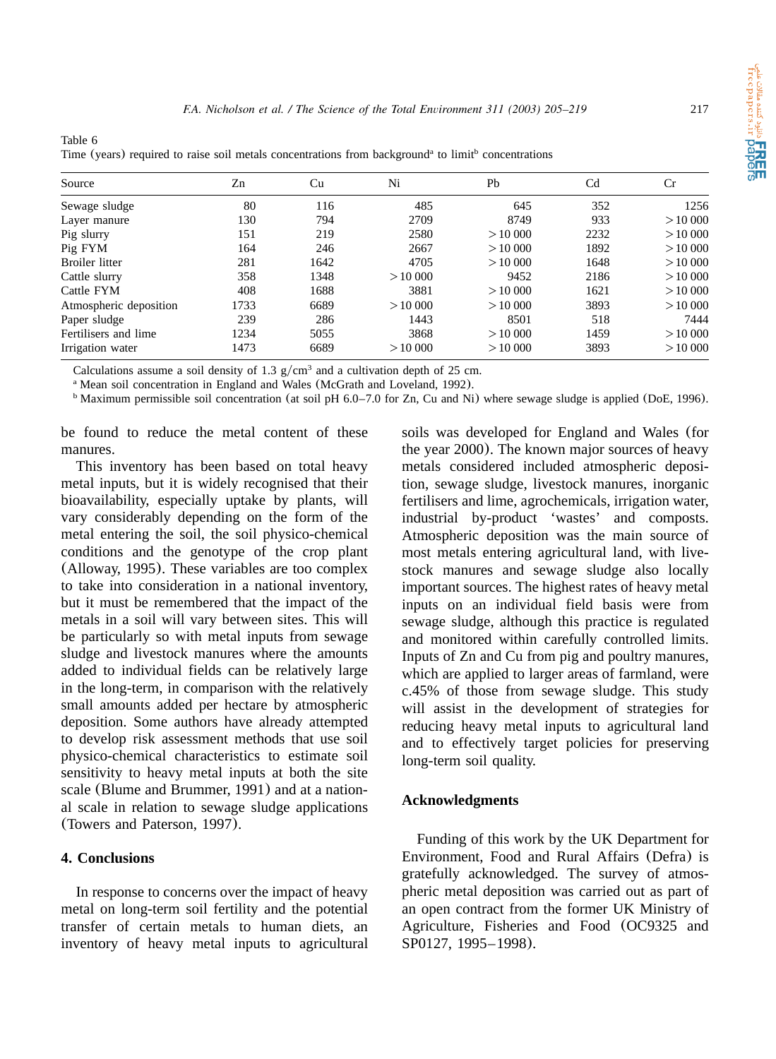Table 6
Time (years) required to raise soil metals concentrations from background[a] to limit[b] concentrations

| Source | Zn | Cu | Ni | Pb | Cd | Cr |
|---|---|---|---|---|---|---|
| Sewage sludge | 80 | 116 | 485 | 645 | 352 | 1256 |
| Layer manure | 130 | 794 | 2709 | 8749 | 933 | >10 000 |
| Pig slurry | 151 | 219 | 2580 | >10 000 | 2232 | >10 000 |
| Pig FYM | 164 | 246 | 2667 | >10 000 | 1892 | >10 000 |
| Broiler litter | 281 | 1642 | 4705 | >10 000 | 1648 | >10 000 |
| Cattle slurry | 358 | 1348 | >10 000 | 9452 | 2186 | >10 000 |
| Cattle FYM | 408 | 1688 | 3881 | >10 000 | 1621 | >10 000 |
| Atmospheric deposition | 1733 | 6689 | >10 000 | >10 000 | 3893 | >10 000 |
| Paper sludge | 239 | 286 | 1443 | 8501 | 518 | 7444 |
| Fertilisers and lime | 1234 | 5055 | 3868 | >10 000 | 1459 | >10 000 |
| Irrigation water | 1473 | 6689 | >10 000 | >10 000 | 3893 | >10 000 |

Calculations assume a soil density of 1.3 g/cm$^3$ and a cultivation depth of 25 cm.
[a] Mean soil concentration in England and Wales (McGrath and Loveland, 1992).
[b] Maximum permissible soil concentration (at soil pH 6.0–7.0 for Zn, Cu and Ni) where sewage sludge is applied (DoE, 1996).

be found to reduce the metal content of these manures.

This inventory has been based on total heavy metal inputs, but it is widely recognised that their bioavailability, especially uptake by plants, will vary considerably depending on the form of the metal entering the soil, the soil physico-chemical conditions and the genotype of the crop plant (Alloway, 1995). These variables are too complex to take into consideration in a national inventory, but it must be remembered that the impact of the metals in a soil will vary between sites. This will be particularly so with metal inputs from sewage sludge and livestock manures where the amounts added to individual fields can be relatively large in the long-term, in comparison with the relatively small amounts added per hectare by atmospheric deposition. Some authors have already attempted to develop risk assessment methods that use soil physico-chemical characteristics to estimate soil sensitivity to heavy metal inputs at both the site scale (Blume and Brummer, 1991) and at a national scale in relation to sewage sludge applications (Towers and Paterson, 1997).

## 4. Conclusions

In response to concerns over the impact of heavy metal on long-term soil fertility and the potential transfer of certain metals to human diets, an inventory of heavy metal inputs to agricultural soils was developed for England and Wales (for the year 2000). The known major sources of heavy metals considered included atmospheric deposition, sewage sludge, livestock manures, inorganic fertilisers and lime, agrochemicals, irrigation water, industrial by-product 'wastes' and composts. Atmospheric deposition was the main source of most metals entering agricultural land, with livestock manures and sewage sludge also locally important sources. The highest rates of heavy metal inputs on an individual field basis were from sewage sludge, although this practice is regulated and monitored within carefully controlled limits. Inputs of Zn and Cu from pig and poultry manures, which are applied to larger areas of farmland, were c.45% of those from sewage sludge. This study will assist in the development of strategies for reducing heavy metal inputs to agricultural land and to effectively target policies for preserving long-term soil quality.

## Acknowledgments

Funding of this work by the UK Department for Environment, Food and Rural Affairs (Defra) is gratefully acknowledged. The survey of atmospheric metal deposition was carried out as part of an open contract from the former UK Ministry of Agriculture, Fisheries and Food (OC9325 and SP0127, 1995–1998).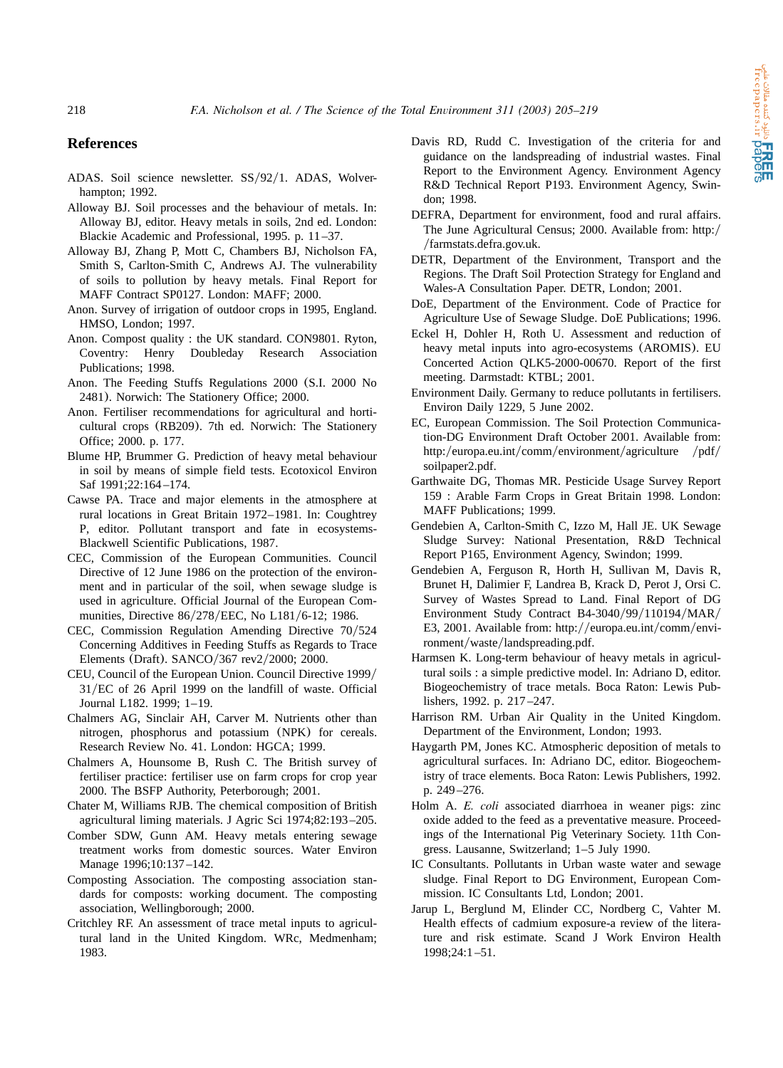## References

ADAS. Soil science newsletter. SS/92/1. ADAS, Wolverhampton; 1992.

Alloway BJ. Soil processes and the behaviour of metals. In: Alloway BJ, editor. Heavy metals in soils, 2nd ed. London: Blackie Academic and Professional, 1995. p. 11–37.

Alloway BJ, Zhang P, Mott C, Chambers BJ, Nicholson FA, Smith S, Carlton-Smith C, Andrews AJ. The vulnerability of soils to pollution by heavy metals. Final Report for MAFF Contract SP0127. London: MAFF; 2000.

Anon. Survey of irrigation of outdoor crops in 1995, England. HMSO, London; 1997.

Anon. Compost quality : the UK standard. CON9801. Ryton, Coventry: Henry Doubleday Research Association Publications; 1998.

Anon. The Feeding Stuffs Regulations 2000 (S.I. 2000 No 2481). Norwich: The Stationery Office; 2000.

Anon. Fertiliser recommendations for agricultural and horticultural crops (RB209). 7th ed. Norwich: The Stationery Office; 2000. p. 177.

Blume HP, Brummer G. Prediction of heavy metal behaviour in soil by means of simple field tests. Ecotoxicol Environ Saf 1991;22:164–174.

Cawse PA. Trace and major elements in the atmosphere at rural locations in Great Britain 1972–1981. In: Coughtrey P, editor. Pollutant transport and fate in ecosystems-Blackwell Scientific Publications, 1987.

CEC, Commission of the European Communities. Council Directive of 12 June 1986 on the protection of the environment and in particular of the soil, when sewage sludge is used in agriculture. Official Journal of the European Communities, Directive 86/278/EEC, No L181/6-12; 1986.

CEC, Commission Regulation Amending Directive 70/524 Concerning Additives in Feeding Stuffs as Regards to Trace Elements (Draft). SANCO/367 rev2/2000; 2000.

CEU, Council of the European Union. Council Directive 1999/31/EC of 26 April 1999 on the landfill of waste. Official Journal L182. 1999; 1–19.

Chalmers AG, Sinclair AH, Carver M. Nutrients other than nitrogen, phosphorus and potassium (NPK) for cereals. Research Review No. 41. London: HGCA; 1999.

Chalmers A, Hounsome B, Rush C. The British survey of fertiliser practice: fertiliser use on farm crops for crop year 2000. The BSFP Authority, Peterborough; 2001.

Chater M, Williams RJB. The chemical composition of British agricultural liming materials. J Agric Sci 1974;82:193–205.

Comber SDW, Gunn AM. Heavy metals entering sewage treatment works from domestic sources. Water Environ Manage 1996;10:137–142.

Composting Association. The composting association standards for composts: working document. The composting association, Wellingborough; 2000.

Critchley RF. An assessment of trace metal inputs to agricultural land in the United Kingdom. WRc, Medmenham; 1983.

Davis RD, Rudd C. Investigation of the criteria for and guidance on the landspreading of industrial wastes. Final Report to the Environment Agency. Environment Agency R&D Technical Report P193. Environment Agency, Swindon; 1998.

DEFRA, Department for environment, food and rural affairs. The June Agricultural Census; 2000. Available from: http://farmstats.defra.gov.uk.

DETR, Department of the Environment, Transport and the Regions. The Draft Soil Protection Strategy for England and Wales-A Consultation Paper. DETR, London; 2001.

DoE, Department of the Environment. Code of Practice for Agriculture Use of Sewage Sludge. DoE Publications; 1996.

Eckel H, Dohler H, Roth U. Assessment and reduction of heavy metal inputs into agro-ecosystems (AROMIS). EU Concerted Action QLK5-2000-00670. Report of the first meeting. Darmstadt: KTBL; 2001.

Environment Daily. Germany to reduce pollutants in fertilisers. Environ Daily 1229, 5 June 2002.

EC, European Commission. The Soil Protection Communication-DG Environment Draft October 2001. Available from: http:/europa.eu.int/comm/environment/agriculture /pdf/soilpaper2.pdf.

Garthwaite DG, Thomas MR. Pesticide Usage Survey Report 159 : Arable Farm Crops in Great Britain 1998. London: MAFF Publications; 1999.

Gendebien A, Carlton-Smith C, Izzo M, Hall JE. UK Sewage Sludge Survey: National Presentation, R&D Technical Report P165, Environment Agency, Swindon; 1999.

Gendebien A, Ferguson R, Horth H, Sullivan M, Davis R, Brunet H, Dalimier F, Landrea B, Krack D, Perot J, Orsi C. Survey of Wastes Spread to Land. Final Report of DG Environment Study Contract B4-3040/99/110194/MAR/E3, 2001. Available from: http://europa.eu.int/comm/environment/waste/landspreading.pdf.

Harmsen K. Long-term behaviour of heavy metals in agricultural soils : a simple predictive model. In: Adriano D, editor. Biogeochemistry of trace metals. Boca Raton: Lewis Publishers, 1992. p. 217–247.

Harrison RM. Urban Air Quality in the United Kingdom. Department of the Environment, London; 1993.

Haygarth PM, Jones KC. Atmospheric deposition of metals to agricultural surfaces. In: Adriano DC, editor. Biogeochemistry of trace elements. Boca Raton: Lewis Publishers, 1992. p. 249–276.

Holm A. *E. coli* associated diarrhoea in weaner pigs: zinc oxide added to the feed as a preventative measure. Proceedings of the International Pig Veterinary Society. 11th Congress. Lausanne, Switzerland; 1–5 July 1990.

IC Consultants. Pollutants in Urban waste water and sewage sludge. Final Report to DG Environment, European Commission. IC Consultants Ltd, London; 2001.

Jarup L, Berglund M, Elinder CC, Nordberg C, Vahter M. Health effects of cadmium exposure-a review of the literature and risk estimate. Scand J Work Environ Health 1998;24:1–51.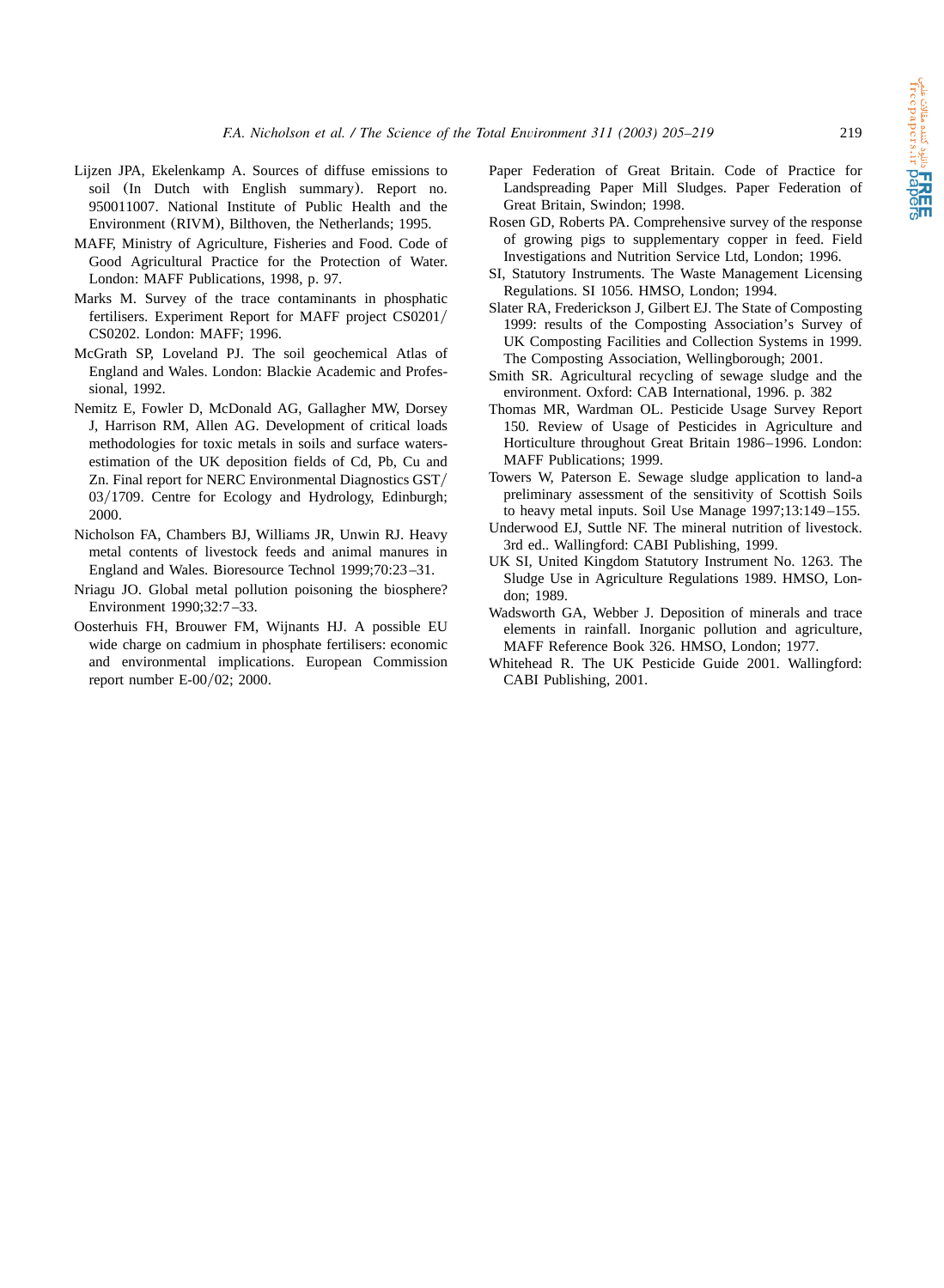Lijzen JPA, Ekelenkamp A. Sources of diffuse emissions to soil (In Dutch with English summary). Report no. 950011007. National Institute of Public Health and the Environment (RIVM), Bilthoven, the Netherlands; 1995.

MAFF, Ministry of Agriculture, Fisheries and Food. Code of Good Agricultural Practice for the Protection of Water. London: MAFF Publications, 1998, p. 97.

Marks M. Survey of the trace contaminants in phosphatic fertilisers. Experiment Report for MAFF project CS0201/CS0202. London: MAFF; 1996.

McGrath SP, Loveland PJ. The soil geochemical Atlas of England and Wales. London: Blackie Academic and Professional, 1992.

Nemitz E, Fowler D, McDonald AG, Gallagher MW, Dorsey J, Harrison RM, Allen AG. Development of critical loads methodologies for toxic metals in soils and surface waters-estimation of the UK deposition fields of Cd, Pb, Cu and Zn. Final report for NERC Environmental Diagnostics GST/03/1709. Centre for Ecology and Hydrology, Edinburgh; 2000.

Nicholson FA, Chambers BJ, Williams JR, Unwin RJ. Heavy metal contents of livestock feeds and animal manures in England and Wales. Bioresource Technol 1999;70:23–31.

Nriagu JO. Global metal pollution poisoning the biosphere? Environment 1990;32:7–33.

Oosterhuis FH, Brouwer FM, Wijnants HJ. A possible EU wide charge on cadmium in phosphate fertilisers: economic and environmental implications. European Commission report number E-00/02; 2000.

Paper Federation of Great Britain. Code of Practice for Landspreading Paper Mill Sludges. Paper Federation of Great Britain, Swindon; 1998.

Rosen GD, Roberts PA. Comprehensive survey of the response of growing pigs to supplementary copper in feed. Field Investigations and Nutrition Service Ltd, London; 1996.

SI, Statutory Instruments. The Waste Management Licensing Regulations. SI 1056. HMSO, London; 1994.

Slater RA, Frederickson J, Gilbert EJ. The State of Composting 1999: results of the Composting Association's Survey of UK Composting Facilities and Collection Systems in 1999. The Composting Association, Wellingborough; 2001.

Smith SR. Agricultural recycling of sewage sludge and the environment. Oxford: CAB International, 1996. p. 382

Thomas MR, Wardman OL. Pesticide Usage Survey Report 150. Review of Usage of Pesticides in Agriculture and Horticulture throughout Great Britain 1986–1996. London: MAFF Publications; 1999.

Towers W, Paterson E. Sewage sludge application to land-a preliminary assessment of the sensitivity of Scottish Soils to heavy metal inputs. Soil Use Manage 1997;13:149–155.

Underwood EJ, Suttle NF. The mineral nutrition of livestock. 3rd ed.. Wallingford: CABI Publishing, 1999.

UK SI, United Kingdom Statutory Instrument No. 1263. The Sludge Use in Agriculture Regulations 1989. HMSO, London; 1989.

Wadsworth GA, Webber J. Deposition of minerals and trace elements in rainfall. Inorganic pollution and agriculture, MAFF Reference Book 326. HMSO, London; 1977.

Whitehead R. The UK Pesticide Guide 2001. Wallingford: CABI Publishing, 2001.